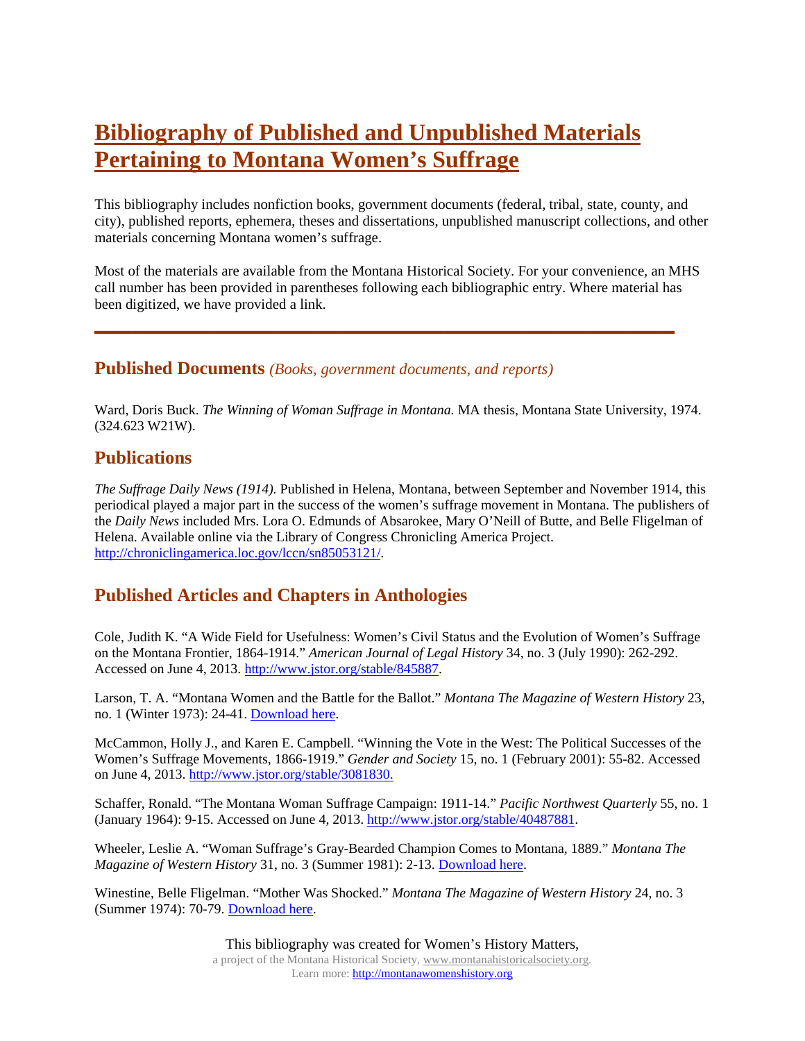# Bibliography of Published and Unpublished Materials Pertaining to Montana Women's Suffrage

This bibliography includes nonfiction books, government documents (federal, tribal, state, county, and city), published reports, ephemera, theses and dissertations, unpublished manuscript collections, and other materials concerning Montana women's suffrage.

Most of the materials are available from the Montana Historical Society. For your convenience, an MHS call number has been provided in parentheses following each bibliographic entry. Where material has been digitized, we have provided a link.

---

## Published Documents *(Books, government documents, and reports)*

Ward, Doris Buck. *The Winning of Woman Suffrage in Montana.* MA thesis, Montana State University, 1974. (324.623 W21W).

## Publications

*The Suffrage Daily News (1914).* Published in Helena, Montana, between September and November 1914, this periodical played a major part in the success of the women's suffrage movement in Montana. The publishers of the *Daily News* included Mrs. Lora O. Edmunds of Absarokee, Mary O'Neill of Butte, and Belle Fligelman of Helena. Available online via the Library of Congress Chronicling America Project. http://chroniclingamerica.loc.gov/lccn/sn85053121/.

## Published Articles and Chapters in Anthologies

Cole, Judith K. "A Wide Field for Usefulness: Women's Civil Status and the Evolution of Women's Suffrage on the Montana Frontier, 1864-1914." *American Journal of Legal History* 34, no. 3 (July 1990): 262-292. Accessed on June 4, 2013. http://www.jstor.org/stable/845887.

Larson, T. A. "Montana Women and the Battle for the Ballot." *Montana The Magazine of Western History* 23, no. 1 (Winter 1973): 24-41. Download here.

McCammon, Holly J., and Karen E. Campbell. "Winning the Vote in the West: The Political Successes of the Women's Suffrage Movements, 1866-1919." *Gender and Society* 15, no. 1 (February 2001): 55-82. Accessed on June 4, 2013. http://www.jstor.org/stable/3081830.

Schaffer, Ronald. "The Montana Woman Suffrage Campaign: 1911-14." *Pacific Northwest Quarterly* 55, no. 1 (January 1964): 9-15. Accessed on June 4, 2013. http://www.jstor.org/stable/40487881.

Wheeler, Leslie A. "Woman Suffrage's Gray-Bearded Champion Comes to Montana, 1889." *Montana The Magazine of Western History* 31, no. 3 (Summer 1981): 2-13. Download here.

Winestine, Belle Fligelman. "Mother Was Shocked." *Montana The Magazine of Western History* 24, no. 3 (Summer 1974): 70-79. Download here.

This bibliography was created for Women's History Matters,
a project of the Montana Historical Society, www.montanahistoricalsociety.org.
Learn more: http://montanawomenshistory.org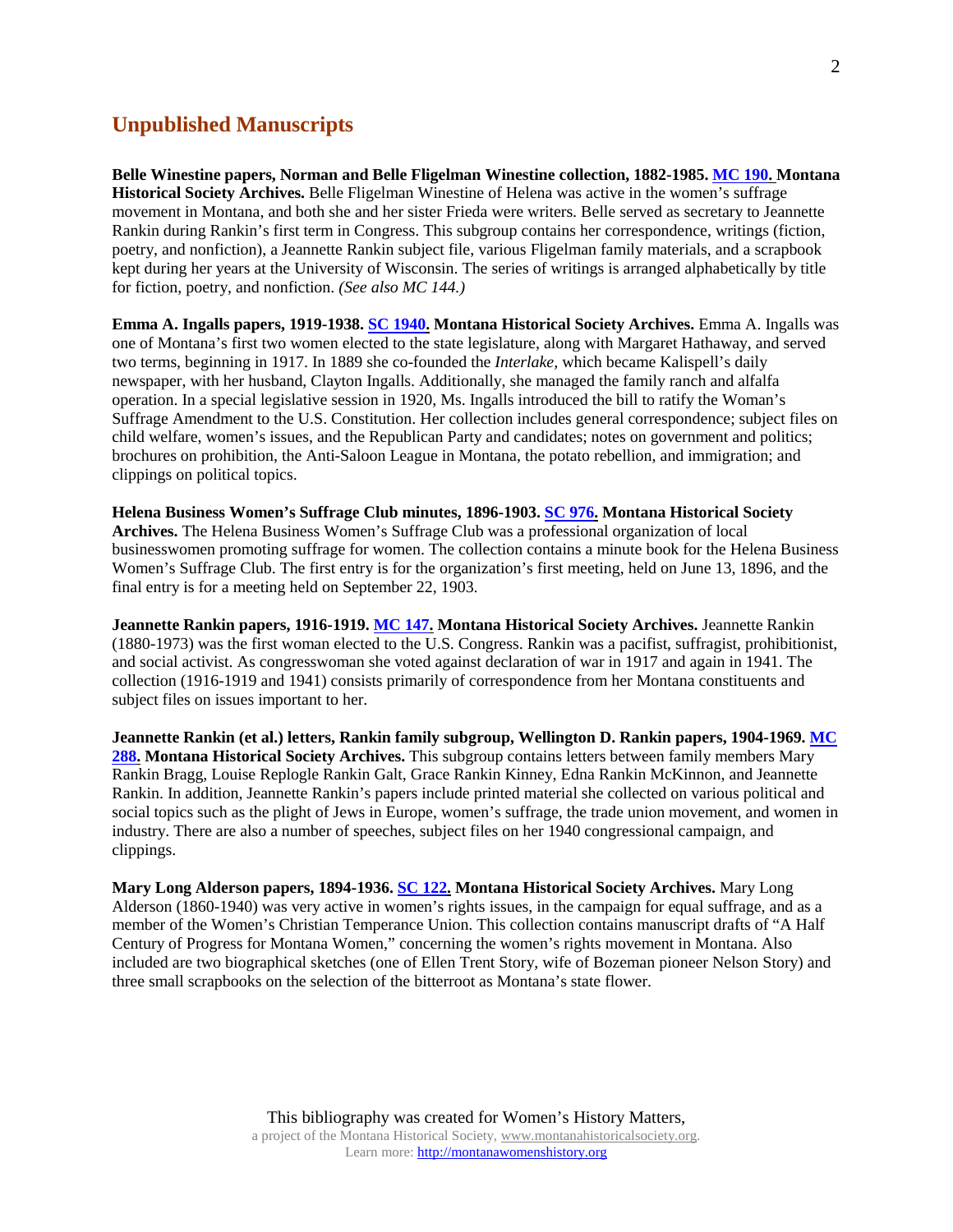## Unpublished Manuscripts

**Belle Winestine papers, Norman and Belle Fligelman Winestine collection, 1882-1985. [MC 190.](#) Montana Historical Society Archives.** Belle Fligelman Winestine of Helena was active in the women's suffrage movement in Montana, and both she and her sister Frieda were writers. Belle served as secretary to Jeannette Rankin during Rankin's first term in Congress. This subgroup contains her correspondence, writings (fiction, poetry, and nonfiction), a Jeannette Rankin subject file, various Fligelman family materials, and a scrapbook kept during her years at the University of Wisconsin. The series of writings is arranged alphabetically by title for fiction, poetry, and nonfiction. *(See also MC 144.)*

**Emma A. Ingalls papers, 1919-1938. [SC 1940.](#) Montana Historical Society Archives.** Emma A. Ingalls was one of Montana's first two women elected to the state legislature, along with Margaret Hathaway, and served two terms, beginning in 1917. In 1889 she co-founded the *Interlake,* which became Kalispell's daily newspaper, with her husband, Clayton Ingalls. Additionally, she managed the family ranch and alfalfa operation. In a special legislative session in 1920, Ms. Ingalls introduced the bill to ratify the Woman's Suffrage Amendment to the U.S. Constitution. Her collection includes general correspondence; subject files on child welfare, women's issues, and the Republican Party and candidates; notes on government and politics; brochures on prohibition, the Anti-Saloon League in Montana, the potato rebellion, and immigration; and clippings on political topics.

**Helena Business Women's Suffrage Club minutes, 1896-1903. [SC 976.](#) Montana Historical Society Archives.** The Helena Business Women's Suffrage Club was a professional organization of local businesswomen promoting suffrage for women. The collection contains a minute book for the Helena Business Women's Suffrage Club. The first entry is for the organization's first meeting, held on June 13, 1896, and the final entry is for a meeting held on September 22, 1903.

**Jeannette Rankin papers, 1916-1919. [MC 147.](#) Montana Historical Society Archives.** Jeannette Rankin (1880-1973) was the first woman elected to the U.S. Congress. Rankin was a pacifist, suffragist, prohibitionist, and social activist. As congresswoman she voted against declaration of war in 1917 and again in 1941. The collection (1916-1919 and 1941) consists primarily of correspondence from her Montana constituents and subject files on issues important to her.

**Jeannette Rankin (et al.) letters, Rankin family subgroup, Wellington D. Rankin papers, 1904-1969. [MC 288.](#) Montana Historical Society Archives.** This subgroup contains letters between family members Mary Rankin Bragg, Louise Replogle Rankin Galt, Grace Rankin Kinney, Edna Rankin McKinnon, and Jeannette Rankin. In addition, Jeannette Rankin's papers include printed material she collected on various political and social topics such as the plight of Jews in Europe, women's suffrage, the trade union movement, and women in industry. There are also a number of speeches, subject files on her 1940 congressional campaign, and clippings.

**Mary Long Alderson papers, 1894-1936. [SC 122.](#) Montana Historical Society Archives.** Mary Long Alderson (1860-1940) was very active in women's rights issues, in the campaign for equal suffrage, and as a member of the Women's Christian Temperance Union. This collection contains manuscript drafts of "A Half Century of Progress for Montana Women," concerning the women's rights movement in Montana. Also included are two biographical sketches (one of Ellen Trent Story, wife of Bozeman pioneer Nelson Story) and three small scrapbooks on the selection of the bitterroot as Montana's state flower.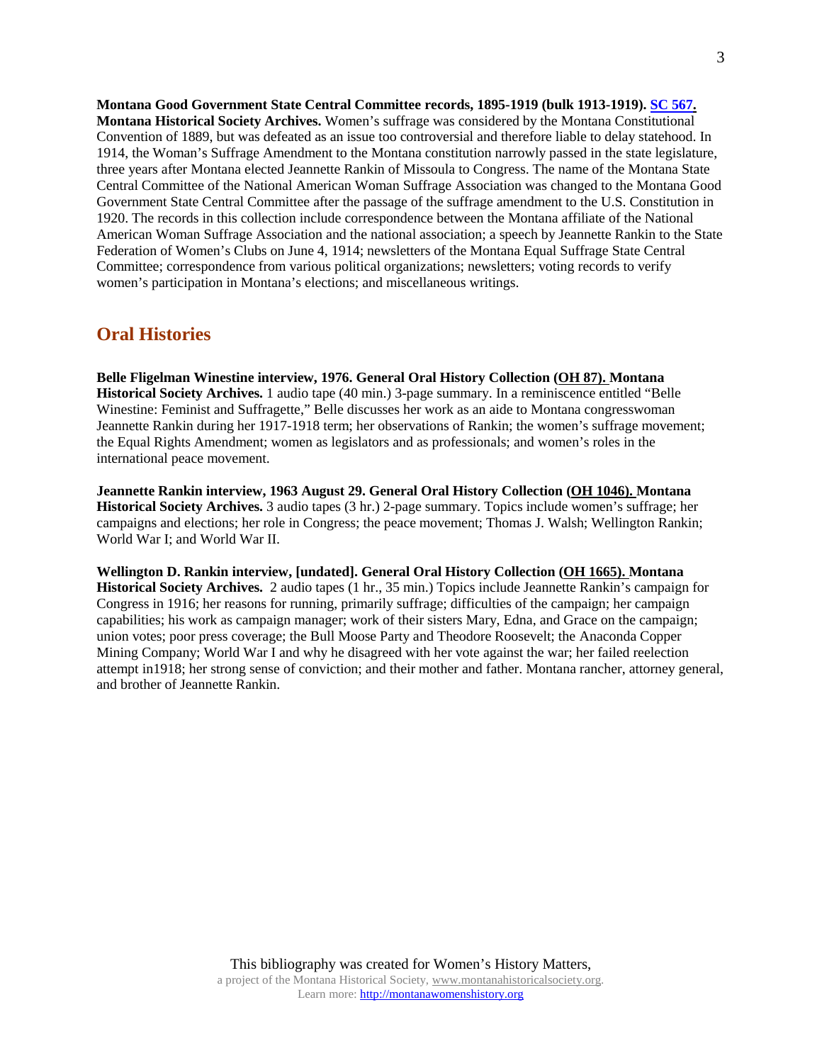**Montana Good Government State Central Committee records, 1895-1919 (bulk 1913-1919). SC 567. Montana Historical Society Archives.** Women's suffrage was considered by the Montana Constitutional Convention of 1889, but was defeated as an issue too controversial and therefore liable to delay statehood. In 1914, the Woman's Suffrage Amendment to the Montana constitution narrowly passed in the state legislature, three years after Montana elected Jeannette Rankin of Missoula to Congress. The name of the Montana State Central Committee of the National American Woman Suffrage Association was changed to the Montana Good Government State Central Committee after the passage of the suffrage amendment to the U.S. Constitution in 1920. The records in this collection include correspondence between the Montana affiliate of the National American Woman Suffrage Association and the national association; a speech by Jeannette Rankin to the State Federation of Women's Clubs on June 4, 1914; newsletters of the Montana Equal Suffrage State Central Committee; correspondence from various political organizations; newsletters; voting records to verify women's participation in Montana's elections; and miscellaneous writings.

## Oral Histories

**Belle Fligelman Winestine interview, 1976. General Oral History Collection (OH 87). Montana Historical Society Archives.** 1 audio tape (40 min.) 3-page summary. In a reminiscence entitled "Belle Winestine: Feminist and Suffragette," Belle discusses her work as an aide to Montana congresswoman Jeannette Rankin during her 1917-1918 term; her observations of Rankin; the women's suffrage movement; the Equal Rights Amendment; women as legislators and as professionals; and women's roles in the international peace movement.

**Jeannette Rankin interview, 1963 August 29. General Oral History Collection (OH 1046). Montana Historical Society Archives.** 3 audio tapes (3 hr.) 2-page summary. Topics include women's suffrage; her campaigns and elections; her role in Congress; the peace movement; Thomas J. Walsh; Wellington Rankin; World War I; and World War II.

**Wellington D. Rankin interview, [undated]. General Oral History Collection (OH 1665). Montana Historical Society Archives.** 2 audio tapes (1 hr., 35 min.) Topics include Jeannette Rankin's campaign for Congress in 1916; her reasons for running, primarily suffrage; difficulties of the campaign; her campaign capabilities; his work as campaign manager; work of their sisters Mary, Edna, and Grace on the campaign; union votes; poor press coverage; the Bull Moose Party and Theodore Roosevelt; the Anaconda Copper Mining Company; World War I and why he disagreed with her vote against the war; her failed reelection attempt in1918; her strong sense of conviction; and their mother and father. Montana rancher, attorney general, and brother of Jeannette Rankin.

This bibliography was created for Women's History Matters,
a project of the Montana Historical Society, www.montanahistoricalsociety.org.
Learn more: http://montanawomenshistory.org